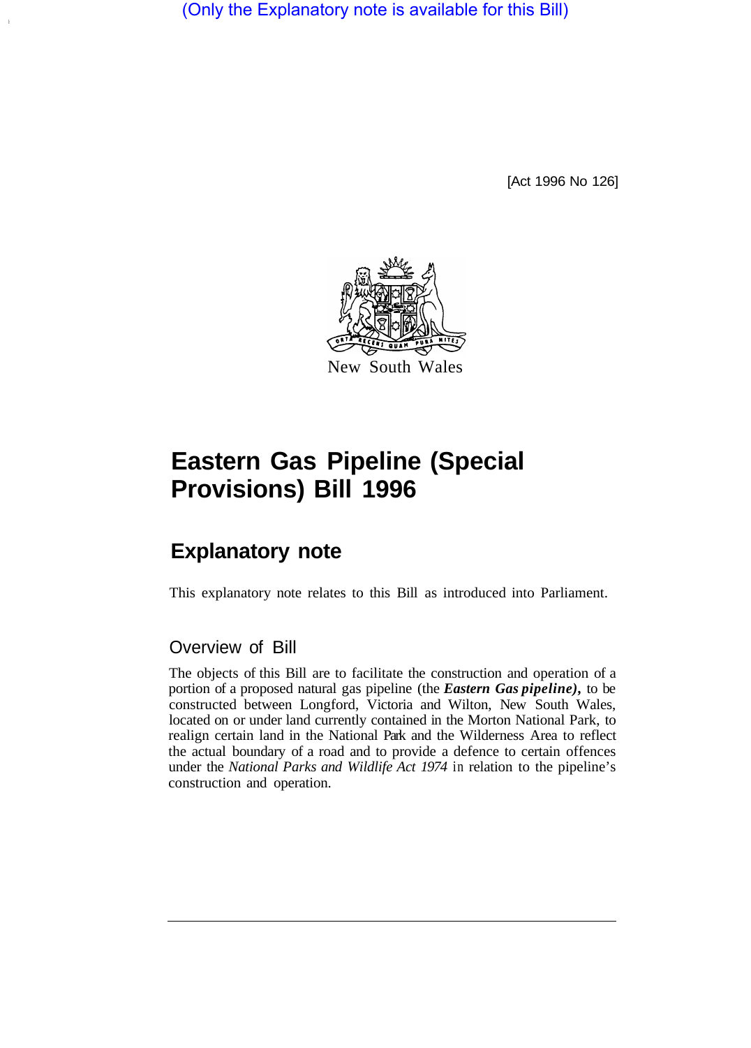(Only the Explanatory note is available for this Bill)

[Act 1996 No 126]

New South Wales

# Eastern Gas Pipeline (Special Provisions) Bill 1996

## Explanatory note

This explanatory note relates to this Bill as introduced into Parliament.

### Overview of Bill

The objects of this Bill are to facilitate the construction and operation of a portion of a proposed natural gas pipeline (the ***Eastern Gas pipeline)***, to be constructed between Longford, Victoria and Wilton, New South Wales, located on or under land currently contained in the Morton National Park, to realign certain land in the National Park and the Wilderness Area to reflect the actual boundary of a road and to provide a defence to certain offences under the *National Parks and Wildlife Act 1974* in relation to the pipeline's construction and operation.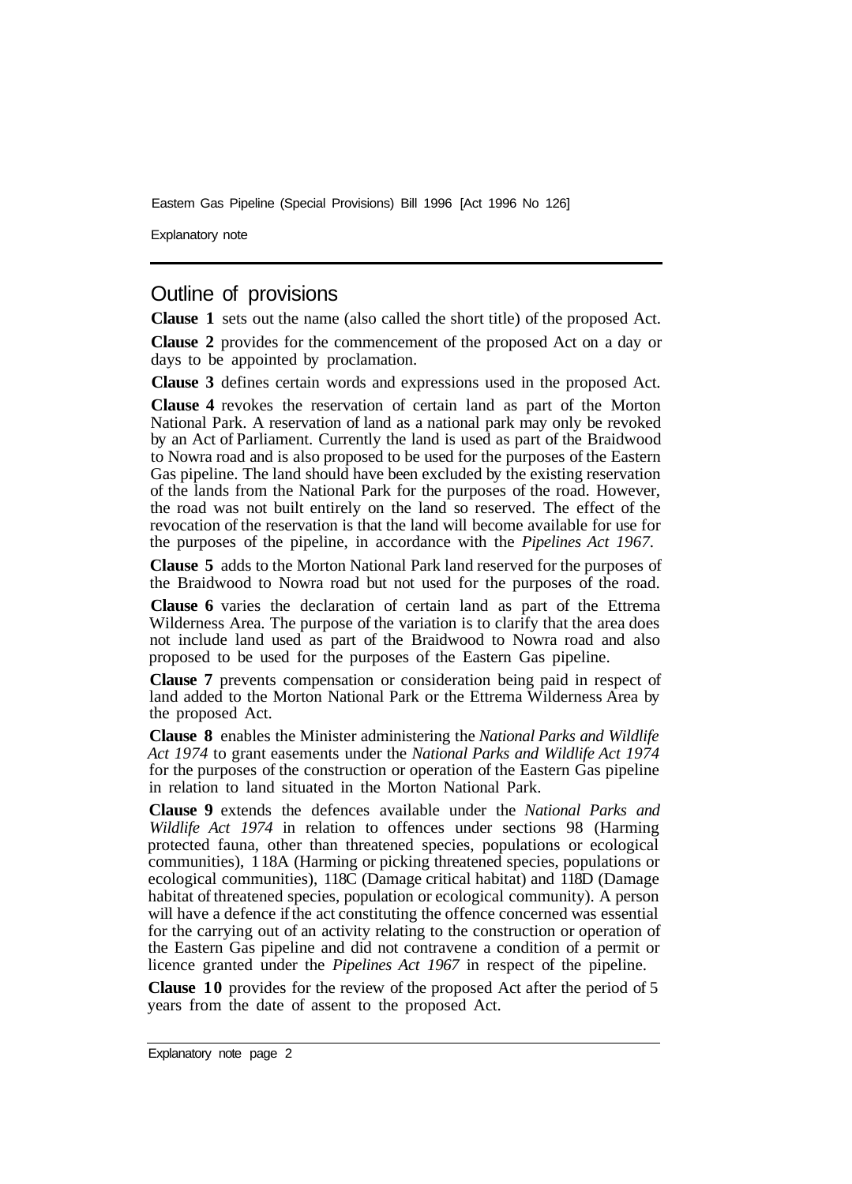## Outline of provisions

**Clause 1** sets out the name (also called the short title) of the proposed Act.

**Clause 2** provides for the commencement of the proposed Act on a day or days to be appointed by proclamation.

**Clause 3** defines certain words and expressions used in the proposed Act.

**Clause 4** revokes the reservation of certain land as part of the Morton National Park. A reservation of land as a national park may only be revoked by an Act of Parliament. Currently the land is used as part of the Braidwood to Nowra road and is also proposed to be used for the purposes of the Eastern Gas pipeline. The land should have been excluded by the existing reservation of the lands from the National Park for the purposes of the road. However, the road was not built entirely on the land so reserved. The effect of the revocation of the reservation is that the land will become available for use for the purposes of the pipeline, in accordance with the *Pipelines Act 1967*.

**Clause 5** adds to the Morton National Park land reserved for the purposes of the Braidwood to Nowra road but not used for the purposes of the road.

**Clause 6** varies the declaration of certain land as part of the Ettrema Wilderness Area. The purpose of the variation is to clarify that the area does not include land used as part of the Braidwood to Nowra road and also proposed to be used for the purposes of the Eastern Gas pipeline.

**Clause 7** prevents compensation or consideration being paid in respect of land added to the Morton National Park or the Ettrema Wilderness Area by the proposed Act.

**Clause 8** enables the Minister administering the *National Parks and Wildlife Act 1974* to grant easements under the *National Parks and Wildlife Act 1974* for the purposes of the construction or operation of the Eastern Gas pipeline in relation to land situated in the Morton National Park.

**Clause 9** extends the defences available under the *National Parks and Wildlife Act 1974* in relation to offences under sections 98 (Harming protected fauna, other than threatened species, populations or ecological communities), 118A (Harming or picking threatened species, populations or ecological communities), 118C (Damage critical habitat) and 118D (Damage habitat of threatened species, population or ecological community). A person will have a defence if the act constituting the offence concerned was essential for the carrying out of an activity relating to the construction or operation of the Eastern Gas pipeline and did not contravene a condition of a permit or licence granted under the *Pipelines Act 1967* in respect of the pipeline.

**Clause 10** provides for the review of the proposed Act after the period of 5 years from the date of assent to the proposed Act.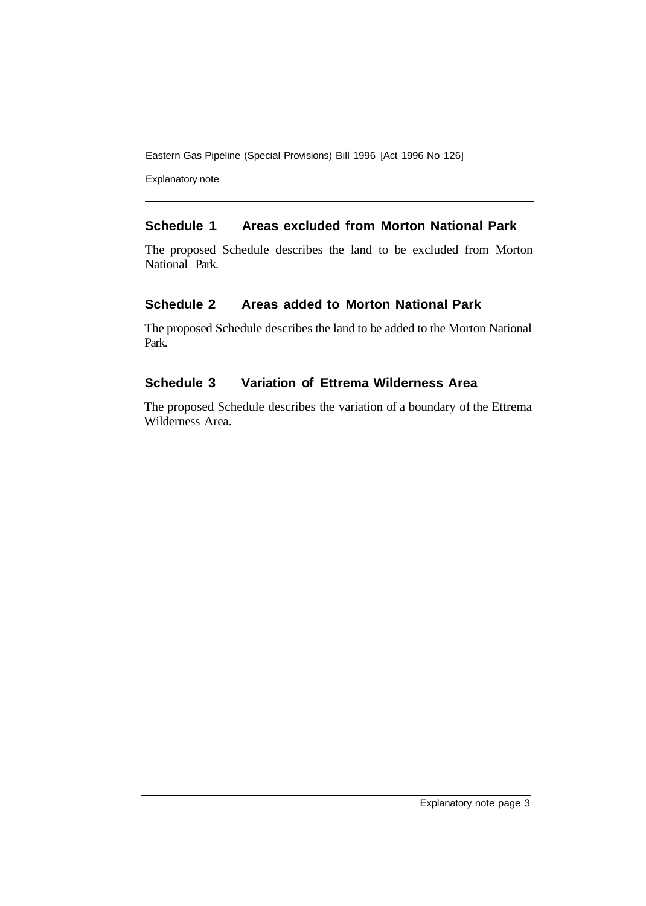## Schedule 1 Areas excluded from Morton National Park

The proposed Schedule describes the land to be excluded from Morton National Park.

## Schedule 2 Areas added to Morton National Park

The proposed Schedule describes the land to be added to the Morton National Park.

## Schedule 3 Variation of Ettrema Wilderness Area

The proposed Schedule describes the variation of a boundary of the Ettrema Wilderness Area.